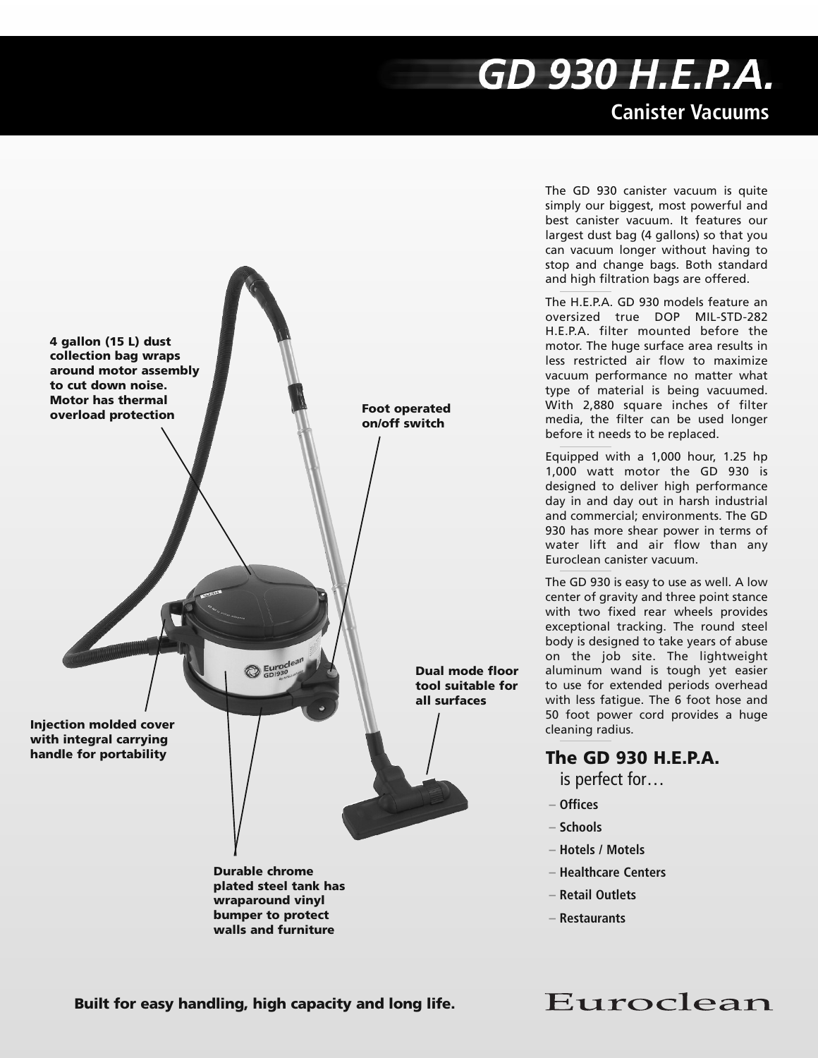# GD 930 H.E.P.A.

## Canister Vacuums

4 gallon (15 L) dust collection bag wraps around motor assembly to cut down noise. Motor has thermal overload protection

Foot operated on/off switch

Dual mode floor tool suitable for all surfaces

Injection molded cover with integral carrying handle for portability

Durable chrome plated steel tank has wraparound vinyl bumper to protect walls and furniture

The GD 930 canister vacuum is quite simply our biggest, most powerful and best canister vacuum. It features our largest dust bag (4 gallons) so that you can vacuum longer without having to stop and change bags. Both standard and high filtration bags are offered.

The H.E.P.A. GD 930 models feature an oversized true DOP MIL-STD-282 H.E.P.A. filter mounted before the motor. The huge surface area results in less restricted air flow to maximize vacuum performance no matter what type of material is being vacuumed. With 2,880 square inches of filter media, the filter can be used longer before it needs to be replaced.

Equipped with a 1,000 hour, 1.25 hp 1,000 watt motor the GD 930 is designed to deliver high performance day in and day out in harsh industrial and commercial; environments. The GD 930 has more shear power in terms of water lift and air flow than any Euroclean canister vacuum.

The GD 930 is easy to use as well. A low center of gravity and three point stance with two fixed rear wheels provides exceptional tracking. The round steel body is designed to take years of abuse on the job site. The lightweight aluminum wand is tough yet easier to use for extended periods overhead with less fatigue. The 6 foot hose and 50 foot power cord provides a huge cleaning radius.

### The GD 930 H.E.P.A. is perfect for…

- Offices
- Schools
- Hotels / Motels
- Healthcare Centers
- Retail Outlets
- Restaurants

**Built for easy handling, high capacity and long life.**

Euroclean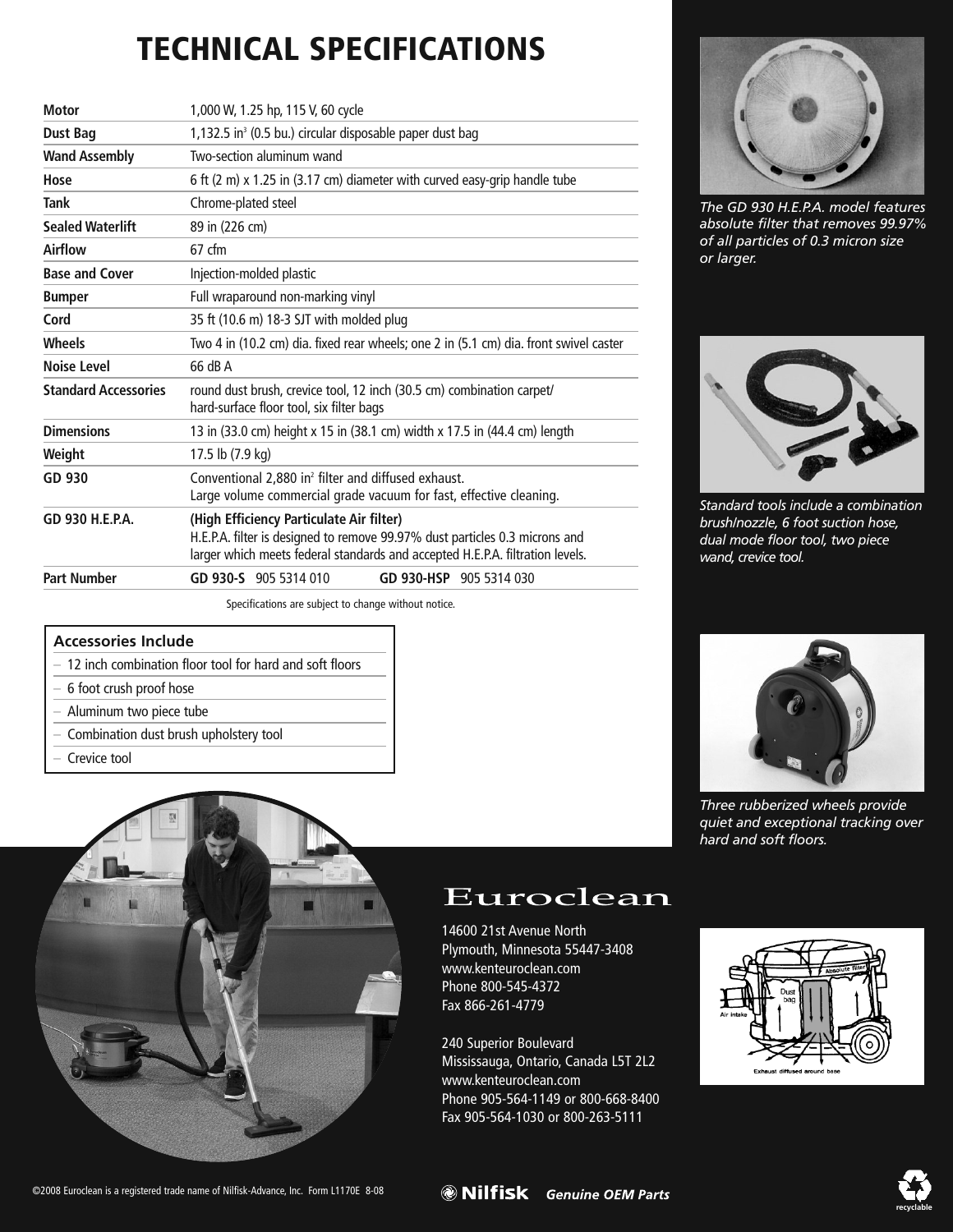# TECHNICAL SPECIFICATIONS

| | |
|---|---|
| **Motor** | 1,000 W, 1.25 hp, 115 V, 60 cycle |
| **Dust Bag** | 1,132.5 in$^3$ (0.5 bu.) circular disposable paper dust bag |
| **Wand Assembly** | Two-section aluminum wand |
| **Hose** | 6 ft (2 m) x 1.25 in (3.17 cm) diameter with curved easy-grip handle tube |
| **Tank** | Chrome-plated steel |
| **Sealed Waterlift** | 89 in (226 cm) |
| **Airflow** | 67 cfm |
| **Base and Cover** | Injection-molded plastic |
| **Bumper** | Full wraparound non-marking vinyl |
| **Cord** | 35 ft (10.6 m) 18-3 SJT with molded plug |
| **Wheels** | Two 4 in (10.2 cm) dia. fixed rear wheels; one 2 in (5.1 cm) dia. front swivel caster |
| **Noise Level** | 66 dB A |
| **Standard Accessories** | round dust brush, crevice tool, 12 inch (30.5 cm) combination carpet/ hard-surface floor tool, six filter bags |
| **Dimensions** | 13 in (33.0 cm) height x 15 in (38.1 cm) width x 17.5 in (44.4 cm) length |
| **Weight** | 17.5 lb (7.9 kg) |
| **GD 930** | Conventional 2,880 in$^2$ filter and diffused exhaust. Large volume commercial grade vacuum for fast, effective cleaning. |
| **GD 930 H.E.P.A.** | **(High Efficiency Particulate Air filter)** H.E.P.A. filter is designed to remove 99.97% dust particles 0.3 microns and larger which meets federal standards and accepted H.E.P.A. filtration levels. |
| **Part Number** | **GD 930-S** 905 5314 010 **GD 930-HSP** 905 5314 030 |

Specifications are subject to change without notice.

### Accessories Include

- 12 inch combination floor tool for hard and soft floors
- 6 foot crush proof hose
- Aluminum two piece tube
- Combination dust brush upholstery tool
- Crevice tool

*The GD 930 H.E.P.A. model features absolute filter that removes 99.97% of all particles of 0.3 micron size or larger.*

*Standard tools include a combination brush/nozzle, 6 foot suction hose, dual mode floor tool, two piece wand, crevice tool.*

*Three rubberized wheels provide quiet and exceptional tracking over hard and soft floors.*

Absolute filter
Dust bag
Air intake
Exhaust diffused around base

## Euroclean

14600 21st Avenue North
Plymouth, Minnesota 55447-3408
www.kenteuroclean.com
Phone 800-545-4372
Fax 866-261-4779

240 Superior Boulevard
Mississauga, Ontario, Canada L5T 2L2
www.kenteuroclean.com
Phone 905-564-1149 or 800-668-8400
Fax 905-564-1030 or 800-263-5111

©2008 Euroclean is a registered trade name of Nilfisk-Advance, Inc. Form L1170E 8-08

Nilfisk *Genuine OEM Parts*

recyclable